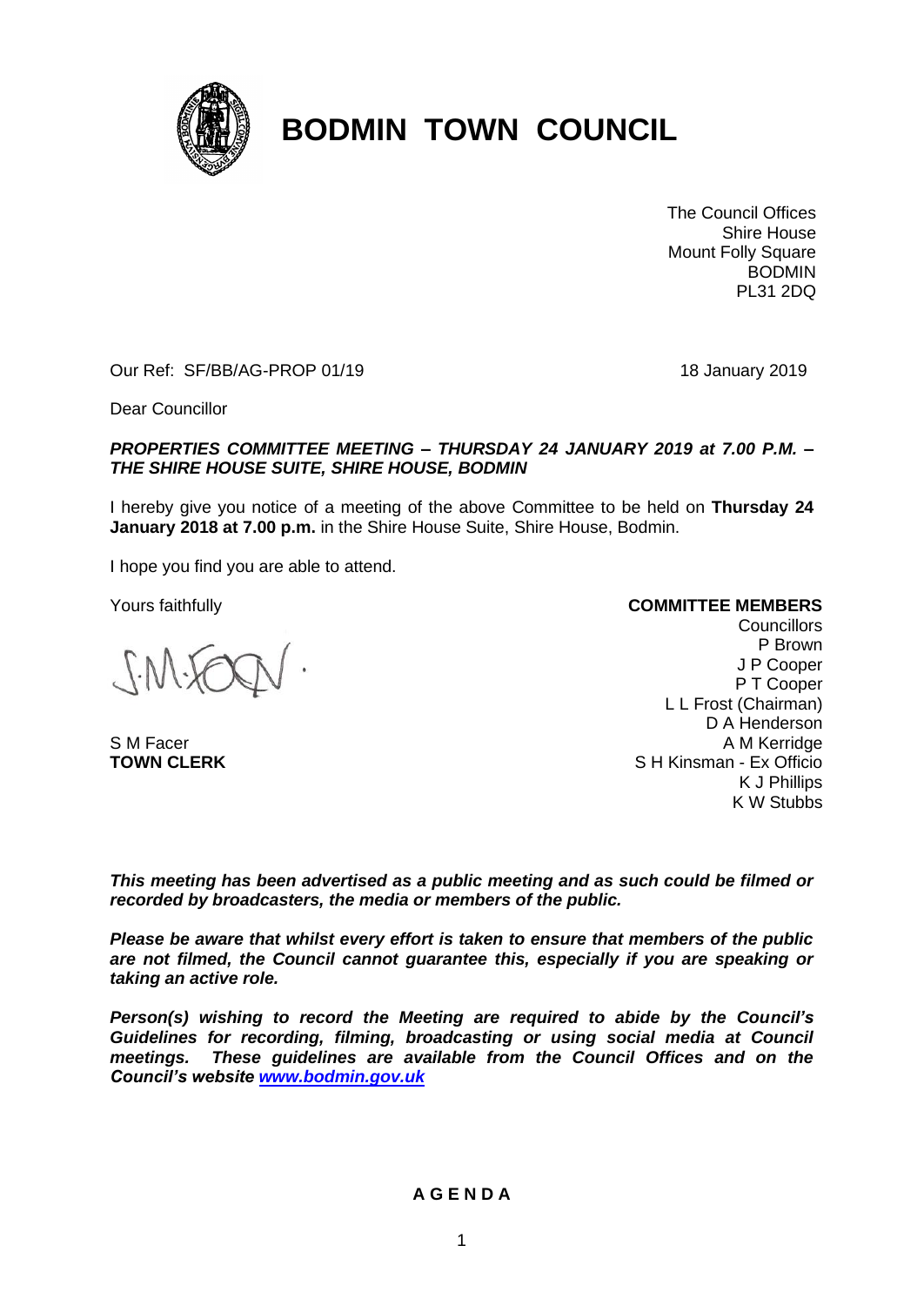# BODMIN TOWN COUNCIL

The Council Offices
Shire House
Mount Folly Square
BODMIN
PL31 2DQ

Our Ref: SF/BB/AG-PROP 01/19

18 January 2019

Dear Councillor

***PROPERTIES COMMITTEE MEETING – THURSDAY 24 JANUARY 2019 at 7.00 P.M. – THE SHIRE HOUSE SUITE, SHIRE HOUSE, BODMIN***

I hereby give you notice of a meeting of the above Committee to be held on **Thursday 24 January 2018 at 7.00 p.m.** in the Shire House Suite, Shire House, Bodmin.

I hope you find you are able to attend.

Yours faithfully

S M Facer
**TOWN CLERK**

**COMMITTEE MEMBERS**

Councillors
P Brown
J P Cooper
P T Cooper
L L Frost (Chairman)
D A Henderson
A M Kerridge
S H Kinsman - Ex Officio
K J Phillips
K W Stubbs

***This meeting has been advertised as a public meeting and as such could be filmed or recorded by broadcasters, the media or members of the public.***

***Please be aware that whilst every effort is taken to ensure that members of the public are not filmed, the Council cannot guarantee this, especially if you are speaking or taking an active role.***

***Person(s) wishing to record the Meeting are required to abide by the Council's Guidelines for recording, filming, broadcasting or using social media at Council meetings. These guidelines are available from the Council Offices and on the Council's website [www.bodmin.gov.uk](http://www.bodmin.gov.uk)***

**A G E N D A**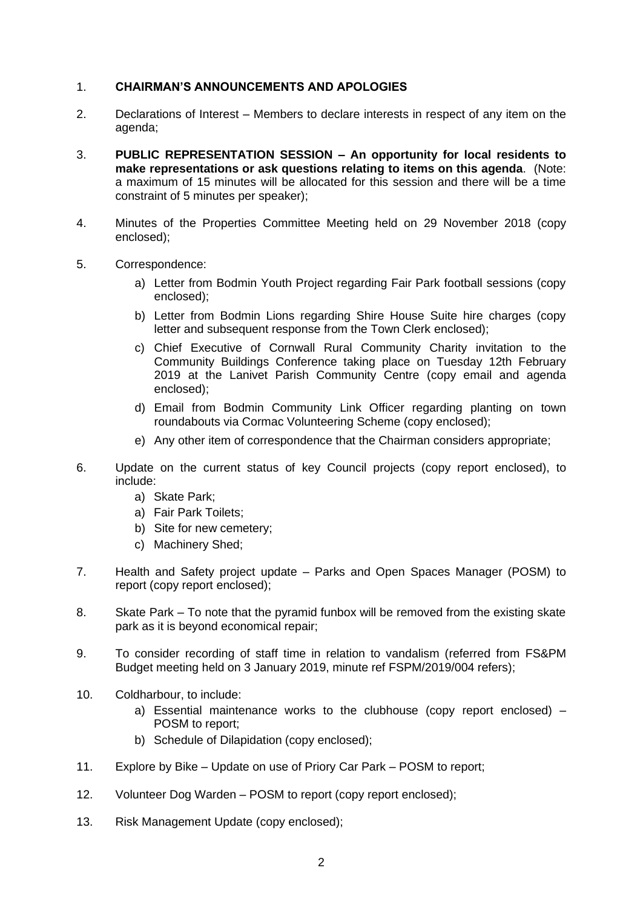1. **CHAIRMAN'S ANNOUNCEMENTS AND APOLOGIES**

2. Declarations of Interest – Members to declare interests in respect of any item on the agenda;

3. **PUBLIC REPRESENTATION SESSION – An opportunity for local residents to make representations or ask questions relating to items on this agenda**. (Note: a maximum of 15 minutes will be allocated for this session and there will be a time constraint of 5 minutes per speaker);

4. Minutes of the Properties Committee Meeting held on 29 November 2018 (copy enclosed);

5. Correspondence:

   a) Letter from Bodmin Youth Project regarding Fair Park football sessions (copy enclosed);

   b) Letter from Bodmin Lions regarding Shire House Suite hire charges (copy letter and subsequent response from the Town Clerk enclosed);

   c) Chief Executive of Cornwall Rural Community Charity invitation to the Community Buildings Conference taking place on Tuesday 12th February 2019 at the Lanivet Parish Community Centre (copy email and agenda enclosed);

   d) Email from Bodmin Community Link Officer regarding planting on town roundabouts via Cormac Volunteering Scheme (copy enclosed);

   e) Any other item of correspondence that the Chairman considers appropriate;

6. Update on the current status of key Council projects (copy report enclosed), to include:

   a) Skate Park;
   a) Fair Park Toilets;
   b) Site for new cemetery;
   c) Machinery Shed;

7. Health and Safety project update – Parks and Open Spaces Manager (POSM) to report (copy report enclosed);

8. Skate Park – To note that the pyramid funbox will be removed from the existing skate park as it is beyond economical repair;

9. To consider recording of staff time in relation to vandalism (referred from FS&PM Budget meeting held on 3 January 2019, minute ref FSPM/2019/004 refers);

10. Coldharbour, to include:

    a) Essential maintenance works to the clubhouse (copy report enclosed) – POSM to report;

    b) Schedule of Dilapidation (copy enclosed);

11. Explore by Bike – Update on use of Priory Car Park – POSM to report;

12. Volunteer Dog Warden – POSM to report (copy report enclosed);

13. Risk Management Update (copy enclosed);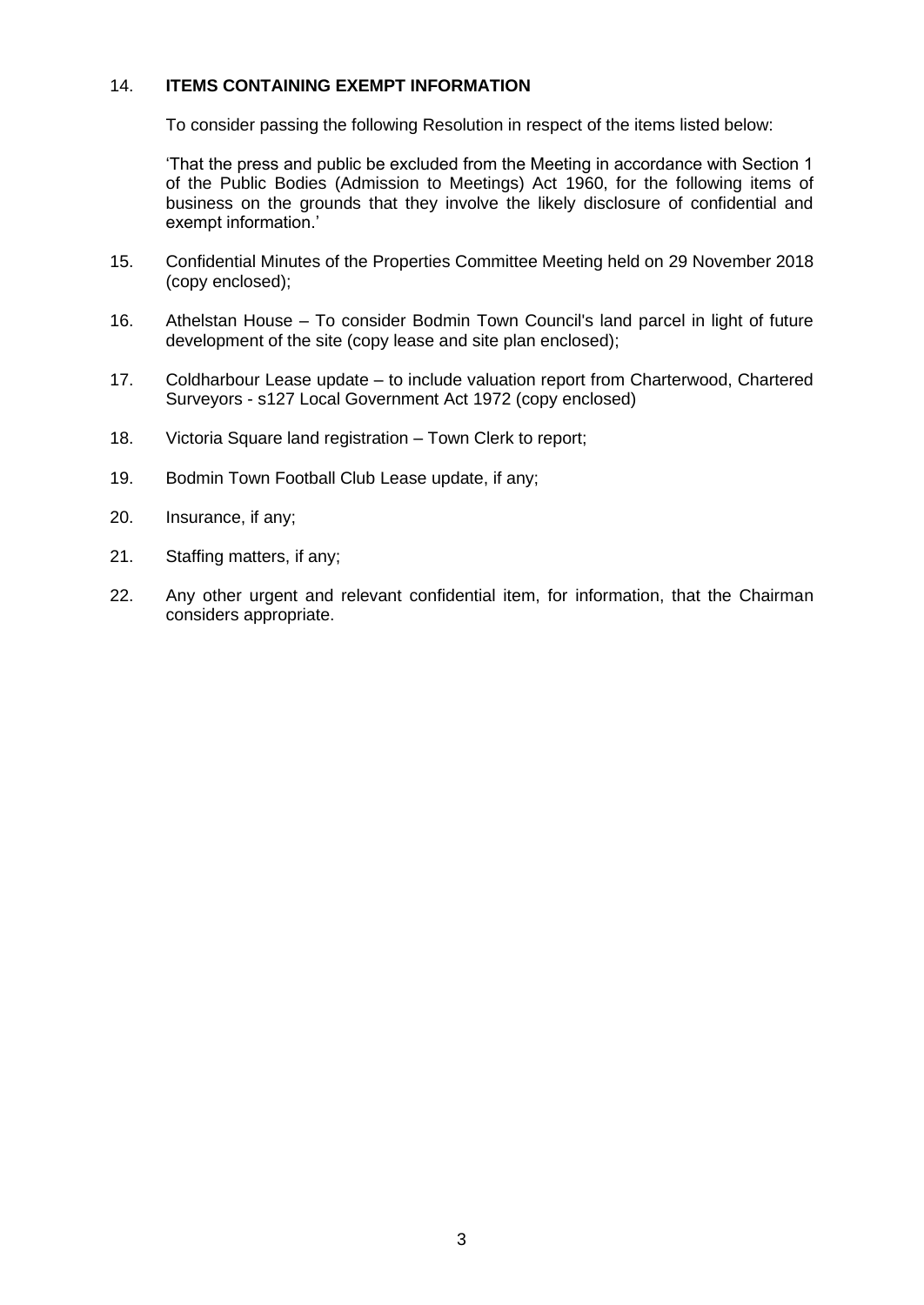14. **ITEMS CONTAINING EXEMPT INFORMATION**

    To consider passing the following Resolution in respect of the items listed below:

    'That the press and public be excluded from the Meeting in accordance with Section 1 of the Public Bodies (Admission to Meetings) Act 1960, for the following items of business on the grounds that they involve the likely disclosure of confidential and exempt information.'

15. Confidential Minutes of the Properties Committee Meeting held on 29 November 2018 (copy enclosed);

16. Athelstan House – To consider Bodmin Town Council's land parcel in light of future development of the site (copy lease and site plan enclosed);

17. Coldharbour Lease update – to include valuation report from Charterwood, Chartered Surveyors - s127 Local Government Act 1972 (copy enclosed)

18. Victoria Square land registration – Town Clerk to report;

19. Bodmin Town Football Club Lease update, if any;

20. Insurance, if any;

21. Staffing matters, if any;

22. Any other urgent and relevant confidential item, for information, that the Chairman considers appropriate.